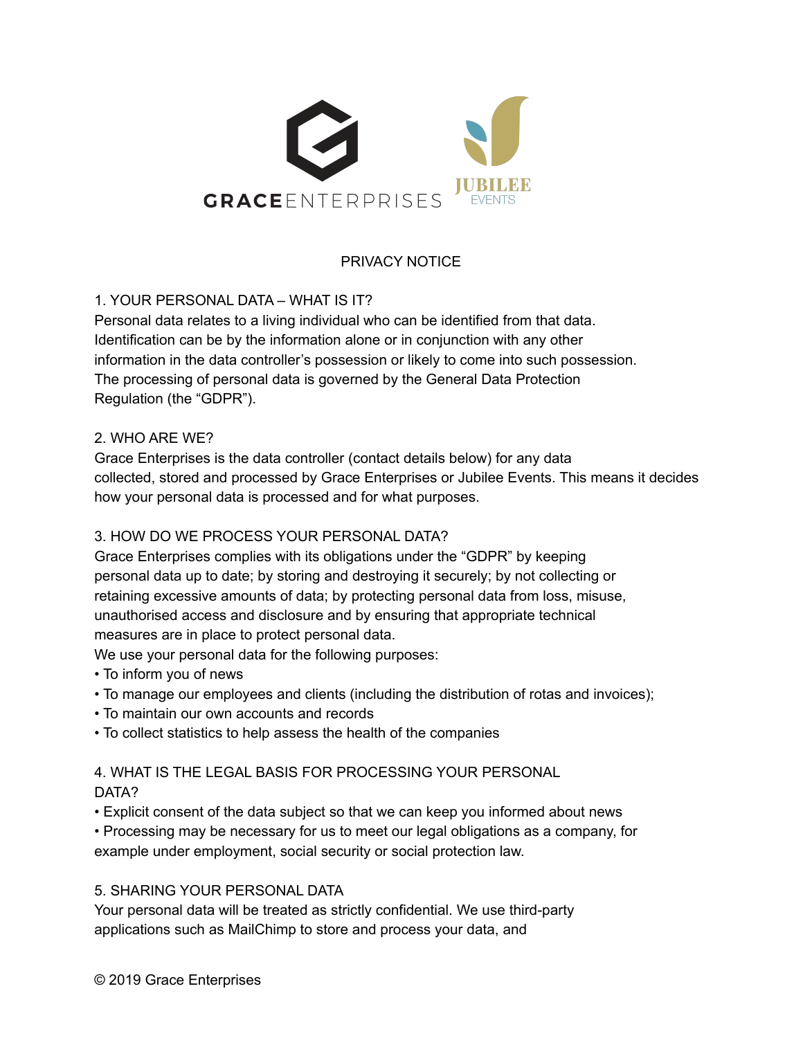GRACEENTERPRISES JUBILEE EVENTS

# PRIVACY NOTICE

## 1. YOUR PERSONAL DATA – WHAT IS IT?

Personal data relates to a living individual who can be identified from that data. Identification can be by the information alone or in conjunction with any other information in the data controller's possession or likely to come into such possession. The processing of personal data is governed by the General Data Protection Regulation (the "GDPR").

## 2. WHO ARE WE?

Grace Enterprises is the data controller (contact details below) for any data collected, stored and processed by Grace Enterprises or Jubilee Events. This means it decides how your personal data is processed and for what purposes.

## 3. HOW DO WE PROCESS YOUR PERSONAL DATA?

Grace Enterprises complies with its obligations under the "GDPR" by keeping personal data up to date; by storing and destroying it securely; by not collecting or retaining excessive amounts of data; by protecting personal data from loss, misuse, unauthorised access and disclosure and by ensuring that appropriate technical measures are in place to protect personal data.

We use your personal data for the following purposes:

- To inform you of news
- To manage our employees and clients (including the distribution of rotas and invoices);
- To maintain our own accounts and records
- To collect statistics to help assess the health of the companies

## 4. WHAT IS THE LEGAL BASIS FOR PROCESSING YOUR PERSONAL DATA?

- Explicit consent of the data subject so that we can keep you informed about news
- Processing may be necessary for us to meet our legal obligations as a company, for example under employment, social security or social protection law.

## 5. SHARING YOUR PERSONAL DATA

Your personal data will be treated as strictly confidential. We use third-party applications such as MailChimp to store and process your data, and

© 2019 Grace Enterprises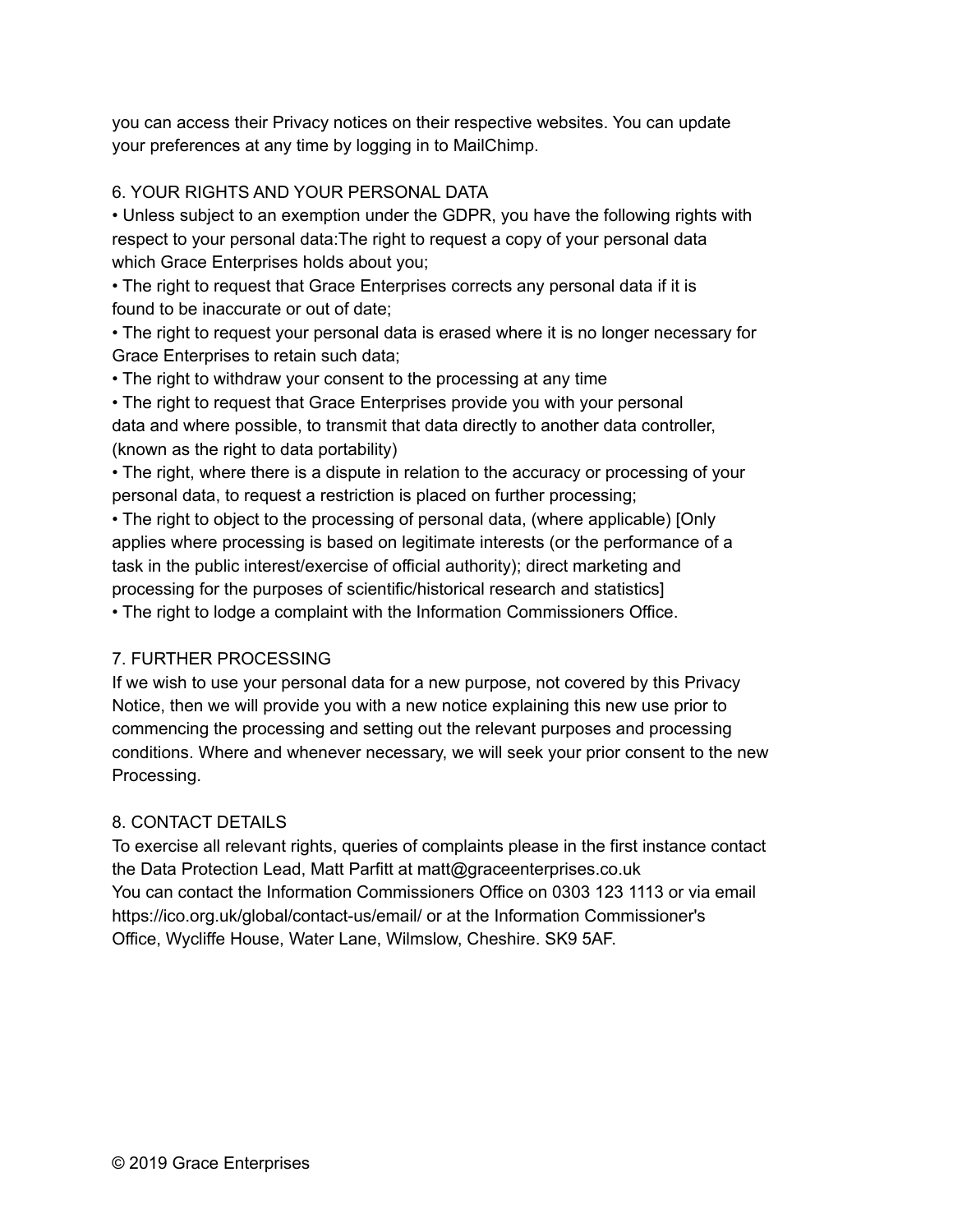you can access their Privacy notices on their respective websites. You can update your preferences at any time by logging in to MailChimp.

## 6. YOUR RIGHTS AND YOUR PERSONAL DATA

- Unless subject to an exemption under the GDPR, you have the following rights with respect to your personal data:The right to request a copy of your personal data which Grace Enterprises holds about you;
- The right to request that Grace Enterprises corrects any personal data if it is found to be inaccurate or out of date;
- The right to request your personal data is erased where it is no longer necessary for Grace Enterprises to retain such data;
- The right to withdraw your consent to the processing at any time
- The right to request that Grace Enterprises provide you with your personal data and where possible, to transmit that data directly to another data controller, (known as the right to data portability)
- The right, where there is a dispute in relation to the accuracy or processing of your personal data, to request a restriction is placed on further processing;
- The right to object to the processing of personal data, (where applicable) [Only applies where processing is based on legitimate interests (or the performance of a task in the public interest/exercise of official authority); direct marketing and processing for the purposes of scientific/historical research and statistics]
- The right to lodge a complaint with the Information Commissioners Office.

## 7. FURTHER PROCESSING

If we wish to use your personal data for a new purpose, not covered by this Privacy Notice, then we will provide you with a new notice explaining this new use prior to commencing the processing and setting out the relevant purposes and processing conditions. Where and whenever necessary, we will seek your prior consent to the new Processing.

## 8. CONTACT DETAILS

To exercise all relevant rights, queries of complaints please in the first instance contact the Data Protection Lead, Matt Parfitt at matt@graceenterprises.co.uk
You can contact the Information Commissioners Office on 0303 123 1113 or via email https://ico.org.uk/global/contact-us/email/ or at the Information Commissioner's Office, Wycliffe House, Water Lane, Wilmslow, Cheshire. SK9 5AF.

© 2019 Grace Enterprises